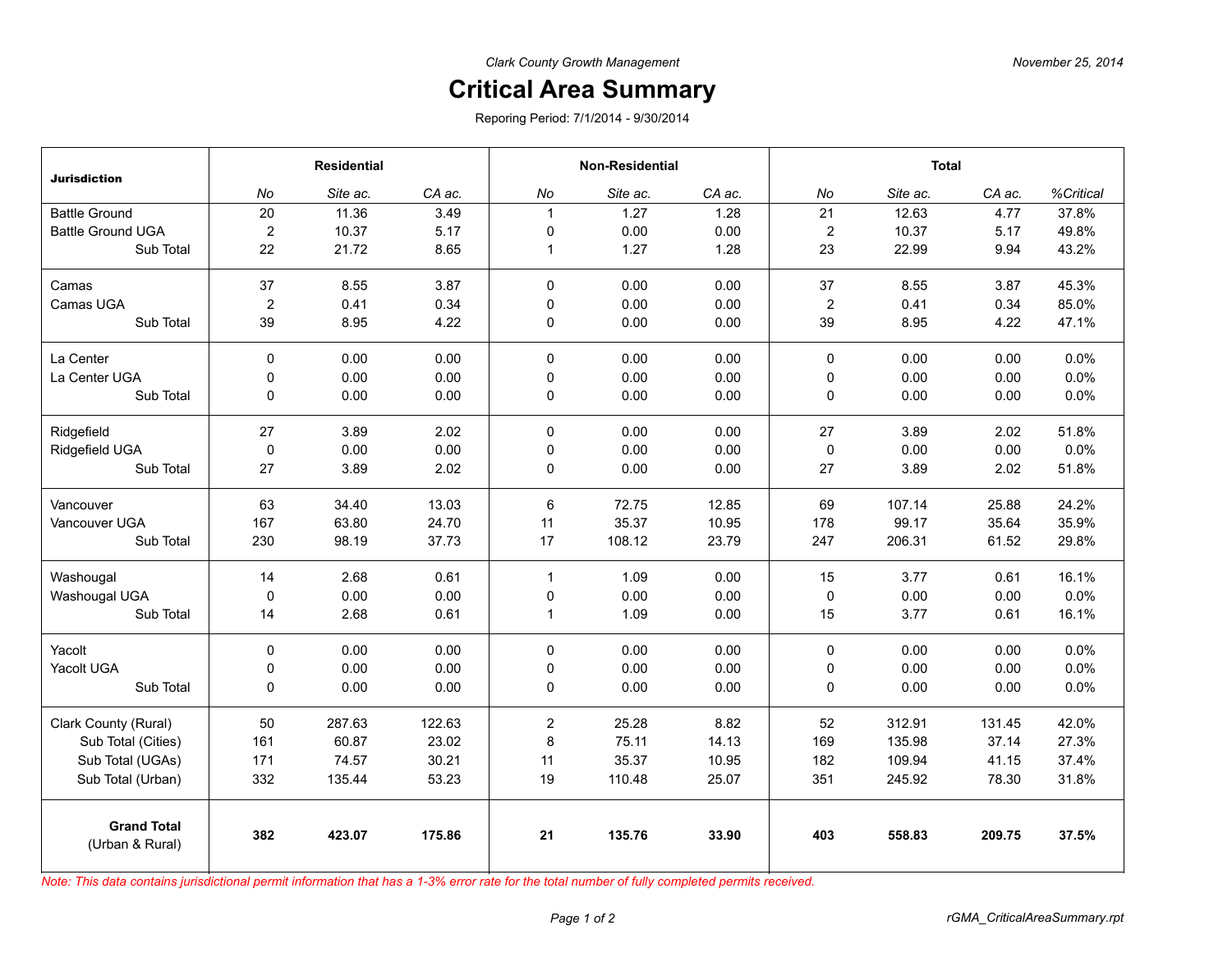*Clark County Growth Management*

*November 25, 2014*

# Critical Area Summary

Reporing Period: 7/1/2014 - 9/30/2014

| **Jurisdiction** | **Residential** | | | **Non-Residential** | | | **Total** | | | |
|---|---|---|---|---|---|---|---|---|---|---|
| | *No* | *Site ac.* | *CA ac.* | *No* | *Site ac.* | *CA ac.* | *No* | *Site ac.* | *CA ac.* | *%Critical* |
| Battle Ground | 20 | 11.36 | 3.49 | 1 | 1.27 | 1.28 | 21 | 12.63 | 4.77 | 37.8% |
| Battle Ground UGA | 2 | 10.37 | 5.17 | 0 | 0.00 | 0.00 | 2 | 10.37 | 5.17 | 49.8% |
| Sub Total | 22 | 21.72 | 8.65 | 1 | 1.27 | 1.28 | 23 | 22.99 | 9.94 | 43.2% |
| Camas | 37 | 8.55 | 3.87 | 0 | 0.00 | 0.00 | 37 | 8.55 | 3.87 | 45.3% |
| Camas UGA | 2 | 0.41 | 0.34 | 0 | 0.00 | 0.00 | 2 | 0.41 | 0.34 | 85.0% |
| Sub Total | 39 | 8.95 | 4.22 | 0 | 0.00 | 0.00 | 39 | 8.95 | 4.22 | 47.1% |
| La Center | 0 | 0.00 | 0.00 | 0 | 0.00 | 0.00 | 0 | 0.00 | 0.00 | 0.0% |
| La Center UGA | 0 | 0.00 | 0.00 | 0 | 0.00 | 0.00 | 0 | 0.00 | 0.00 | 0.0% |
| Sub Total | 0 | 0.00 | 0.00 | 0 | 0.00 | 0.00 | 0 | 0.00 | 0.00 | 0.0% |
| Ridgefield | 27 | 3.89 | 2.02 | 0 | 0.00 | 0.00 | 27 | 3.89 | 2.02 | 51.8% |
| Ridgefield UGA | 0 | 0.00 | 0.00 | 0 | 0.00 | 0.00 | 0 | 0.00 | 0.00 | 0.0% |
| Sub Total | 27 | 3.89 | 2.02 | 0 | 0.00 | 0.00 | 27 | 3.89 | 2.02 | 51.8% |
| Vancouver | 63 | 34.40 | 13.03 | 6 | 72.75 | 12.85 | 69 | 107.14 | 25.88 | 24.2% |
| Vancouver UGA | 167 | 63.80 | 24.70 | 11 | 35.37 | 10.95 | 178 | 99.17 | 35.64 | 35.9% |
| Sub Total | 230 | 98.19 | 37.73 | 17 | 108.12 | 23.79 | 247 | 206.31 | 61.52 | 29.8% |
| Washougal | 14 | 2.68 | 0.61 | 1 | 1.09 | 0.00 | 15 | 3.77 | 0.61 | 16.1% |
| Washougal UGA | 0 | 0.00 | 0.00 | 0 | 0.00 | 0.00 | 0 | 0.00 | 0.00 | 0.0% |
| Sub Total | 14 | 2.68 | 0.61 | 1 | 1.09 | 0.00 | 15 | 3.77 | 0.61 | 16.1% |
| Yacolt | 0 | 0.00 | 0.00 | 0 | 0.00 | 0.00 | 0 | 0.00 | 0.00 | 0.0% |
| Yacolt UGA | 0 | 0.00 | 0.00 | 0 | 0.00 | 0.00 | 0 | 0.00 | 0.00 | 0.0% |
| Sub Total | 0 | 0.00 | 0.00 | 0 | 0.00 | 0.00 | 0 | 0.00 | 0.00 | 0.0% |
| Clark County (Rural) | 50 | 287.63 | 122.63 | 2 | 25.28 | 8.82 | 52 | 312.91 | 131.45 | 42.0% |
| Sub Total (Cities) | 161 | 60.87 | 23.02 | 8 | 75.11 | 14.13 | 169 | 135.98 | 37.14 | 27.3% |
| Sub Total (UGAs) | 171 | 74.57 | 30.21 | 11 | 35.37 | 10.95 | 182 | 109.94 | 41.15 | 37.4% |
| Sub Total (Urban) | 332 | 135.44 | 53.23 | 19 | 110.48 | 25.07 | 351 | 245.92 | 78.30 | 31.8% |
| **Grand Total** (Urban & Rural) | **382** | **423.07** | **175.86** | **21** | **135.76** | **33.90** | **403** | **558.83** | **209.75** | **37.5%** |

*Note: This data contains jurisdictional permit information that has a 1-3% error rate for the total number of fully completed permits received.*

*rGMA_CriticalAreaSummary.rpt*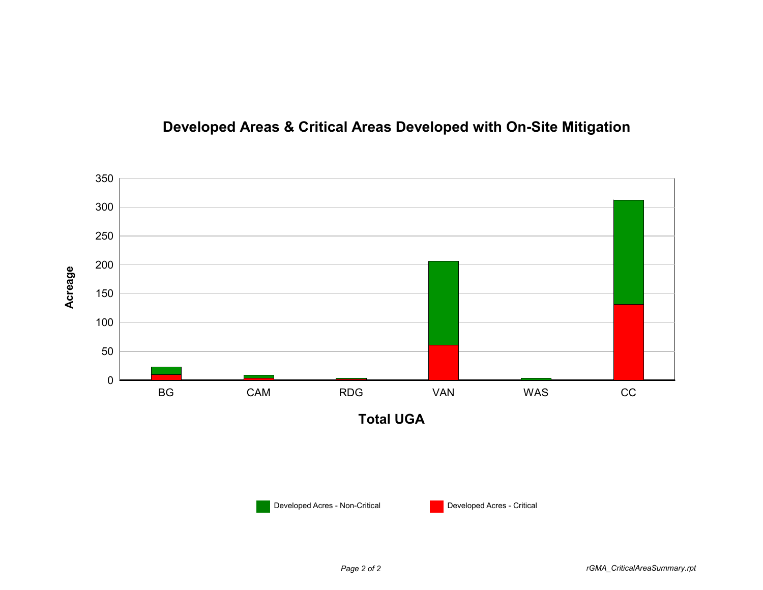## Developed Areas & Critical Areas Developed with On-Site Mitigation

Acreage

350
300
250
200
150
100
50
0

BG
CAM
RDG
VAN
WAS
CC

**Total UGA**

Developed Acres - Non-Critical
Developed Acres - Critical

*rGMA_CriticalAreaSummary.rpt*